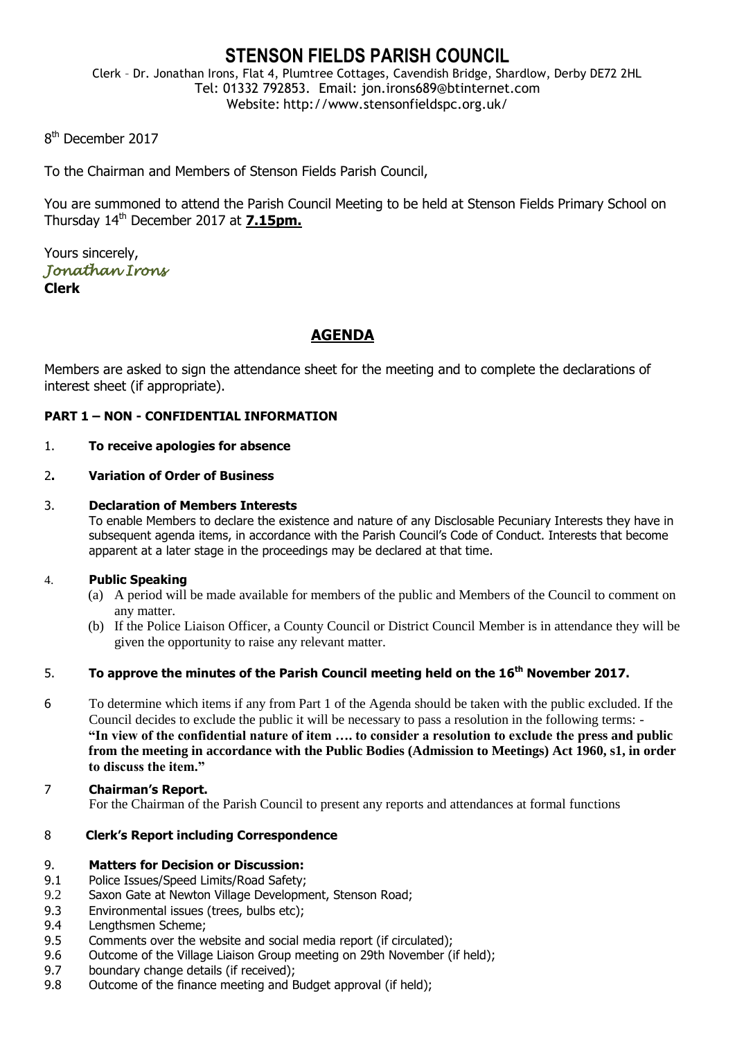# STENSON FIELDS PARISH COUNCIL

Clerk – Dr. Jonathan Irons, Flat 4, Plumtree Cottages, Cavendish Bridge, Shardlow, Derby DE72 2HL
Tel: 01332 792853. Email: jon.irons689@btinternet.com
Website: http://www.stensonfieldspc.org.uk/

8th December 2017

To the Chairman and Members of Stenson Fields Parish Council,

You are summoned to attend the Parish Council Meeting to be held at Stenson Fields Primary School on Thursday 14th December 2017 at **7.15pm.**

Yours sincerely,
*Jonathan Irons*
**Clerk**

## AGENDA

Members are asked to sign the attendance sheet for the meeting and to complete the declarations of interest sheet (if appropriate).

**PART 1 – NON - CONFIDENTIAL INFORMATION**

1. **To receive apologies for absence**

2. **Variation of Order of Business**

3. **Declaration of Members Interests**
   To enable Members to declare the existence and nature of any Disclosable Pecuniary Interests they have in subsequent agenda items, in accordance with the Parish Council's Code of Conduct. Interests that become apparent at a later stage in the proceedings may be declared at that time.

4. **Public Speaking**
   (a) A period will be made available for members of the public and Members of the Council to comment on any matter.
   (b) If the Police Liaison Officer, a County Council or District Council Member is in attendance they will be given the opportunity to raise any relevant matter.

5. **To approve the minutes of the Parish Council meeting held on the 16th November 2017.**

6. To determine which items if any from Part 1 of the Agenda should be taken with the public excluded. If the Council decides to exclude the public it will be necessary to pass a resolution in the following terms: - **"In view of the confidential nature of item …. to consider a resolution to exclude the press and public from the meeting in accordance with the Public Bodies (Admission to Meetings) Act 1960, s1, in order to discuss the item."**

7. **Chairman's Report.**
   For the Chairman of the Parish Council to present any reports and attendances at formal functions

8. **Clerk's Report including Correspondence**

9. **Matters for Decision or Discussion:**

9.1 Police Issues/Speed Limits/Road Safety;
9.2 Saxon Gate at Newton Village Development, Stenson Road;
9.3 Environmental issues (trees, bulbs etc);
9.4 Lengthsmen Scheme;
9.5 Comments over the website and social media report (if circulated);
9.6 Outcome of the Village Liaison Group meeting on 29th November (if held);
9.7 boundary change details (if received);
9.8 Outcome of the finance meeting and Budget approval (if held);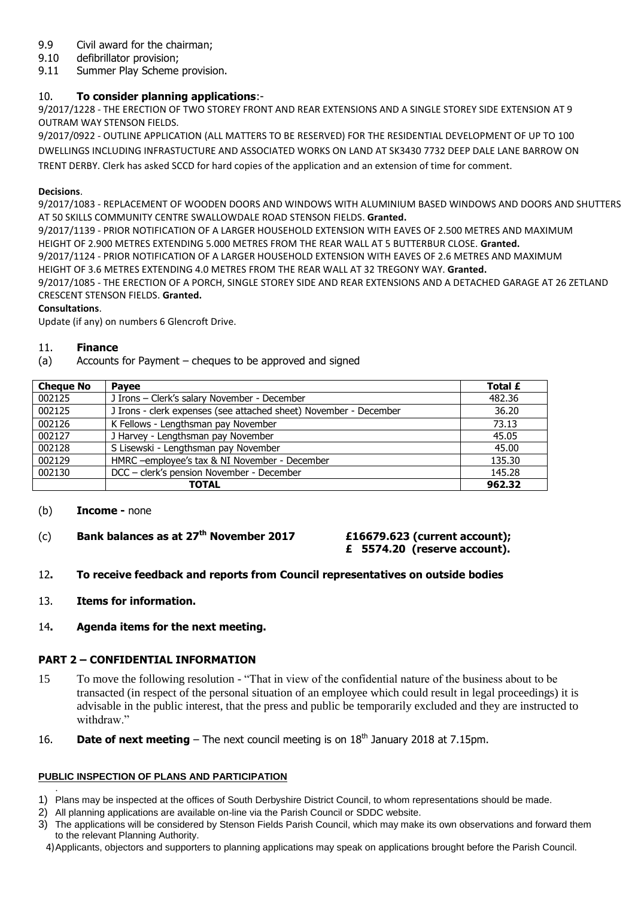9.9 Civil award for the chairman;
9.10 defibrillator provision;
9.11 Summer Play Scheme provision.

## 10. **To consider planning applications**:-

9/2017/1228 - THE ERECTION OF TWO STOREY FRONT AND REAR EXTENSIONS AND A SINGLE STOREY SIDE EXTENSION AT 9 OUTRAM WAY STENSON FIELDS.

9/2017/0922 - OUTLINE APPLICATION (ALL MATTERS TO BE RESERVED) FOR THE RESIDENTIAL DEVELOPMENT OF UP TO 100 DWELLINGS INCLUDING INFRASTUCTURE AND ASSOCIATED WORKS ON LAND AT SK3430 7732 DEEP DALE LANE BARROW ON TRENT DERBY. Clerk has asked SCCD for hard copies of the application and an extension of time for comment.

**Decisions**.

9/2017/1083 - REPLACEMENT OF WOODEN DOORS AND WINDOWS WITH ALUMINIUM BASED WINDOWS AND DOORS AND SHUTTERS AT 50 SKILLS COMMUNITY CENTRE SWALLOWDALE ROAD STENSON FIELDS. **Granted.**

9/2017/1139 - PRIOR NOTIFICATION OF A LARGER HOUSEHOLD EXTENSION WITH EAVES OF 2.500 METRES AND MAXIMUM HEIGHT OF 2.900 METRES EXTENDING 5.000 METRES FROM THE REAR WALL AT 5 BUTTERBUR CLOSE. **Granted.**

9/2017/1124 - PRIOR NOTIFICATION OF A LARGER HOUSEHOLD EXTENSION WITH EAVES OF 2.6 METRES AND MAXIMUM HEIGHT OF 3.6 METRES EXTENDING 4.0 METRES FROM THE REAR WALL AT 32 TREGONY WAY. **Granted.**

9/2017/1085 - THE ERECTION OF A PORCH, SINGLE STOREY SIDE AND REAR EXTENSIONS AND A DETACHED GARAGE AT 26 ZETLAND CRESCENT STENSON FIELDS. **Granted.**

**Consultations**.

Update (if any) on numbers 6 Glencroft Drive.

## 11. **Finance**

(a) Accounts for Payment – cheques to be approved and signed

| Cheque No | Payee | Total £ |
|---|---|---|
| 002125 | J Irons – Clerk's salary November - December | 482.36 |
| 002125 | J Irons - clerk expenses (see attached sheet) November - December | 36.20 |
| 002126 | K Fellows - Lengthsman pay November | 73.13 |
| 002127 | J Harvey - Lengthsman pay November | 45.05 |
| 002128 | S Lisewski - Lengthsman pay November | 45.00 |
| 002129 | HMRC –employee's tax & NI November - December | 135.30 |
| 002130 | DCC – clerk's pension November - December | 145.28 |
| | **TOTAL** | **962.32** |

(b) **Income -** none

(c) **Bank balances as at 27th November 2017** **£16679.623 (current account);**
**£ 5574.20 (reserve account).**

## 12. **To receive feedback and reports from Council representatives on outside bodies**

## 13. **Items for information.**

## 14. **Agenda items for the next meeting.**

## **PART 2 – CONFIDENTIAL INFORMATION**

15 To move the following resolution - "That in view of the confidential nature of the business about to be transacted (in respect of the personal situation of an employee which could result in legal proceedings) it is advisable in the public interest, that the press and public be temporarily excluded and they are instructed to withdraw."

16. **Date of next meeting** – The next council meeting is on 18th January 2018 at 7.15pm.

**PUBLIC INSPECTION OF PLANS AND PARTICIPATION**

1) Plans may be inspected at the offices of South Derbyshire District Council, to whom representations should be made.
2) All planning applications are available on-line via the Parish Council or SDDC website.
3) The applications will be considered by Stenson Fields Parish Council, which may make its own observations and forward them to the relevant Planning Authority.
4) Applicants, objectors and supporters to planning applications may speak on applications brought before the Parish Council.